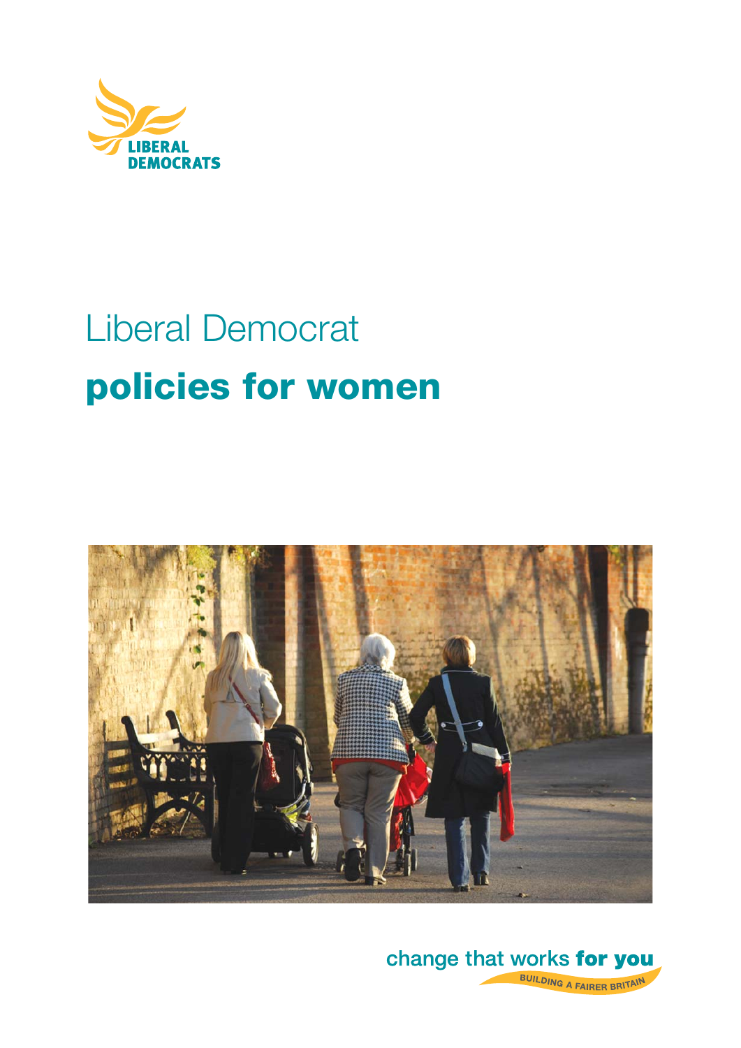LIBERAL DEMOCRATS

# Liberal Democrat

# **policies for women**

change that works **for you**

BUILDING A FAIRER BRITAIN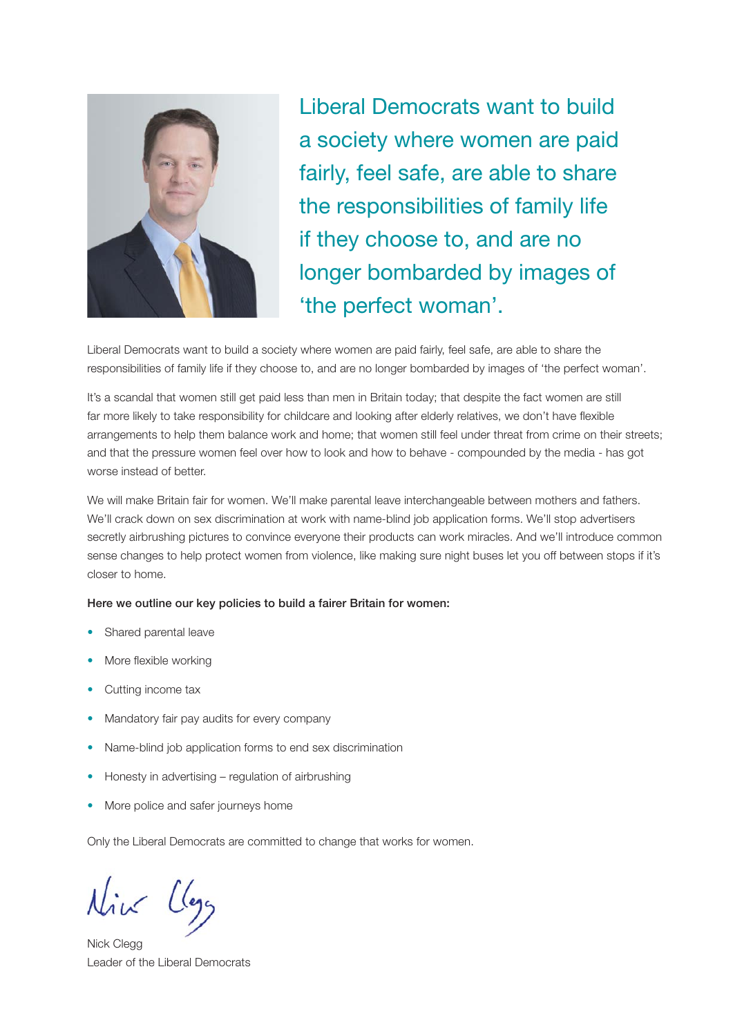Liberal Democrats want to build a society where women are paid fairly, feel safe, are able to share the responsibilities of family life if they choose to, and are no longer bombarded by images of 'the perfect woman'.

Liberal Democrats want to build a society where women are paid fairly, feel safe, are able to share the responsibilities of family life if they choose to, and are no longer bombarded by images of 'the perfect woman'.

It's a scandal that women still get paid less than men in Britain today; that despite the fact women are still far more likely to take responsibility for childcare and looking after elderly relatives, we don't have flexible arrangements to help them balance work and home; that women still feel under threat from crime on their streets; and that the pressure women feel over how to look and how to behave - compounded by the media - has got worse instead of better.

We will make Britain fair for women. We'll make parental leave interchangeable between mothers and fathers. We'll crack down on sex discrimination at work with name-blind job application forms. We'll stop advertisers secretly airbrushing pictures to convince everyone their products can work miracles. And we'll introduce common sense changes to help protect women from violence, like making sure night buses let you off between stops if it's closer to home.

**Here we outline our key policies to build a fairer Britain for women:**

- Shared parental leave
- More flexible working
- Cutting income tax
- Mandatory fair pay audits for every company
- Name-blind job application forms to end sex discrimination
- Honesty in advertising – regulation of airbrushing
- More police and safer journeys home

Only the Liberal Democrats are committed to change that works for women.

Nick Clegg
Leader of the Liberal Democrats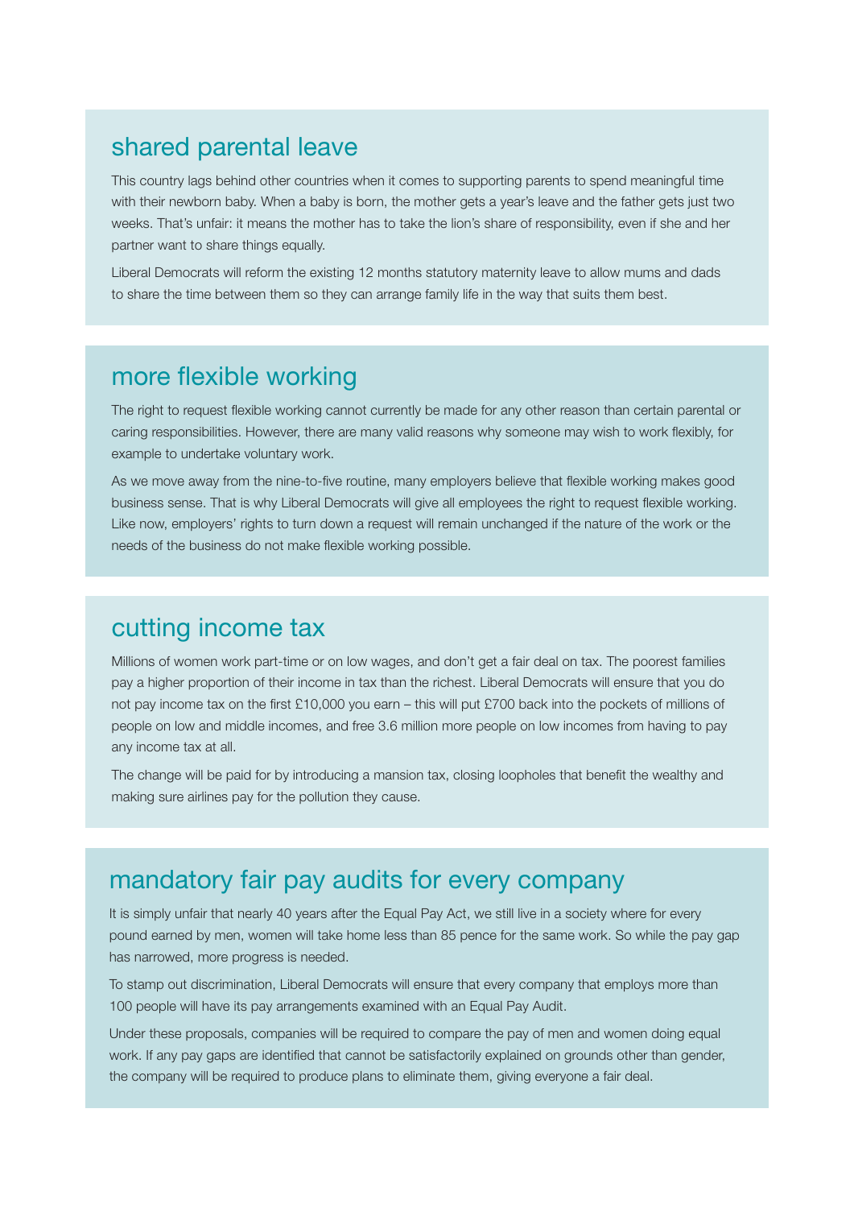## shared parental leave

This country lags behind other countries when it comes to supporting parents to spend meaningful time with their newborn baby. When a baby is born, the mother gets a year's leave and the father gets just two weeks. That's unfair: it means the mother has to take the lion's share of responsibility, even if she and her partner want to share things equally.

Liberal Democrats will reform the existing 12 months statutory maternity leave to allow mums and dads to share the time between them so they can arrange family life in the way that suits them best.

## more flexible working

The right to request flexible working cannot currently be made for any other reason than certain parental or caring responsibilities. However, there are many valid reasons why someone may wish to work flexibly, for example to undertake voluntary work.

As we move away from the nine-to-five routine, many employers believe that flexible working makes good business sense. That is why Liberal Democrats will give all employees the right to request flexible working. Like now, employers' rights to turn down a request will remain unchanged if the nature of the work or the needs of the business do not make flexible working possible.

## cutting income tax

Millions of women work part-time or on low wages, and don't get a fair deal on tax. The poorest families pay a higher proportion of their income in tax than the richest. Liberal Democrats will ensure that you do not pay income tax on the first £10,000 you earn – this will put £700 back into the pockets of millions of people on low and middle incomes, and free 3.6 million more people on low incomes from having to pay any income tax at all.

The change will be paid for by introducing a mansion tax, closing loopholes that benefit the wealthy and making sure airlines pay for the pollution they cause.

## mandatory fair pay audits for every company

It is simply unfair that nearly 40 years after the Equal Pay Act, we still live in a society where for every pound earned by men, women will take home less than 85 pence for the same work. So while the pay gap has narrowed, more progress is needed.

To stamp out discrimination, Liberal Democrats will ensure that every company that employs more than 100 people will have its pay arrangements examined with an Equal Pay Audit.

Under these proposals, companies will be required to compare the pay of men and women doing equal work. If any pay gaps are identified that cannot be satisfactorily explained on grounds other than gender, the company will be required to produce plans to eliminate them, giving everyone a fair deal.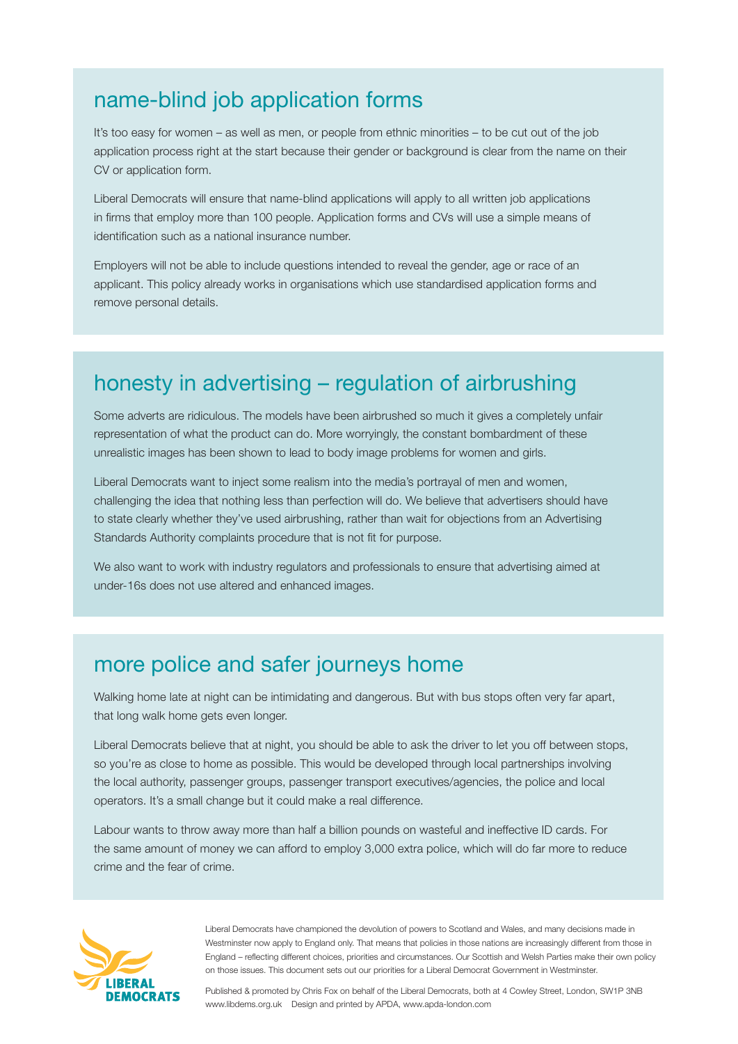## name-blind job application forms

It's too easy for women – as well as men, or people from ethnic minorities – to be cut out of the job application process right at the start because their gender or background is clear from the name on their CV or application form.

Liberal Democrats will ensure that name-blind applications will apply to all written job applications in firms that employ more than 100 people. Application forms and CVs will use a simple means of identification such as a national insurance number.

Employers will not be able to include questions intended to reveal the gender, age or race of an applicant. This policy already works in organisations which use standardised application forms and remove personal details.

## honesty in advertising – regulation of airbrushing

Some adverts are ridiculous. The models have been airbrushed so much it gives a completely unfair representation of what the product can do. More worryingly, the constant bombardment of these unrealistic images has been shown to lead to body image problems for women and girls.

Liberal Democrats want to inject some realism into the media's portrayal of men and women, challenging the idea that nothing less than perfection will do. We believe that advertisers should have to state clearly whether they've used airbrushing, rather than wait for objections from an Advertising Standards Authority complaints procedure that is not fit for purpose.

We also want to work with industry regulators and professionals to ensure that advertising aimed at under-16s does not use altered and enhanced images.

## more police and safer journeys home

Walking home late at night can be intimidating and dangerous. But with bus stops often very far apart, that long walk home gets even longer.

Liberal Democrats believe that at night, you should be able to ask the driver to let you off between stops, so you're as close to home as possible. This would be developed through local partnerships involving the local authority, passenger groups, passenger transport executives/agencies, the police and local operators. It's a small change but it could make a real difference.

Labour wants to throw away more than half a billion pounds on wasteful and ineffective ID cards. For the same amount of money we can afford to employ 3,000 extra police, which will do far more to reduce crime and the fear of crime.

LIBERAL DEMOCRATS

Liberal Democrats have championed the devolution of powers to Scotland and Wales, and many decisions made in Westminster now apply to England only. That means that policies in those nations are increasingly different from those in England – reflecting different choices, priorities and circumstances. Our Scottish and Welsh Parties make their own policy on those issues. This document sets out our priorities for a Liberal Democrat Government in Westminster.

Published & promoted by Chris Fox on behalf of the Liberal Democrats, both at 4 Cowley Street, London, SW1P 3NB
www.libdems.org.uk Design and printed by APDA, www.apda-london.com